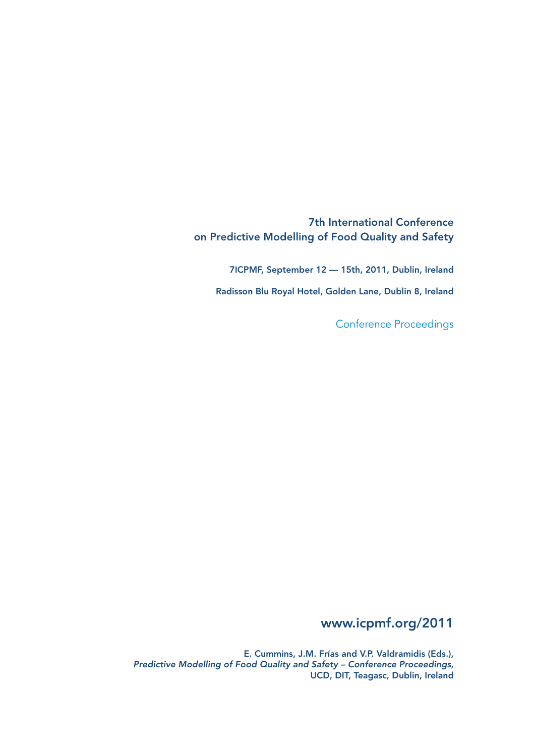# 7th International Conference on Predictive Modelling of Food Quality and Safety

**7ICPMF, September 12 — 15th, 2011, Dublin, Ireland**

**Radisson Blu Royal Hotel, Golden Lane, Dublin 8, Ireland**

Conference Proceedings

## www.icpmf.org/2011

**E. Cummins, J.M. Frías and V.P. Valdramidis (Eds.),**
***Predictive Modelling of Food Quality and Safety – Conference Proceedings,***
**UCD, DIT, Teagasc, Dublin, Ireland**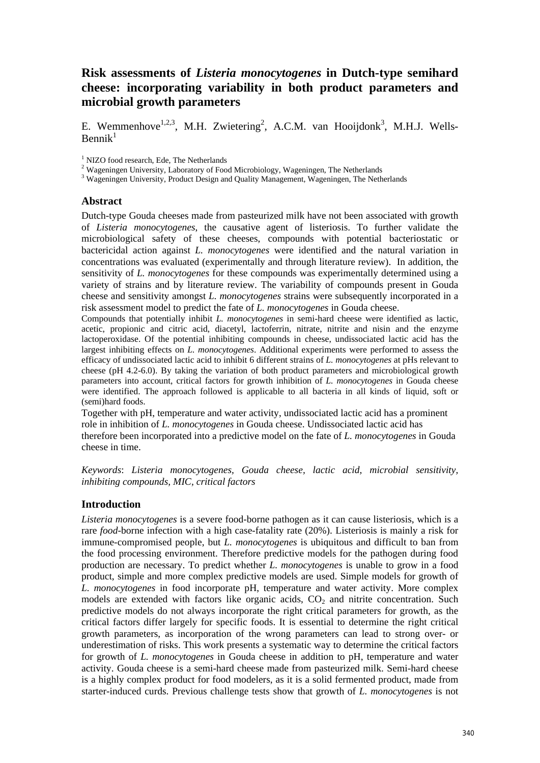# Risk assessments of *Listeria monocytogenes* in Dutch-type semihard cheese: incorporating variability in both product parameters and microbial growth parameters

E. Wemmenhove[1,2,3], M.H. Zwietering[2], A.C.M. van Hooijdonk[3], M.H.J. Wells-Bennik[1]

[1] NIZO food research, Ede, The Netherlands
[2] Wageningen University, Laboratory of Food Microbiology, Wageningen, The Netherlands
[3] Wageningen University, Product Design and Quality Management, Wageningen, The Netherlands

## Abstract

Dutch-type Gouda cheeses made from pasteurized milk have not been associated with growth of *Listeria monocytogenes*, the causative agent of listeriosis. To further validate the microbiological safety of these cheeses, compounds with potential bacteriostatic or bactericidal action against *L. monocytogenes* were identified and the natural variation in concentrations was evaluated (experimentally and through literature review). In addition, the sensitivity of *L. monocytogenes* for these compounds was experimentally determined using a variety of strains and by literature review. The variability of compounds present in Gouda cheese and sensitivity amongst *L. monocytogenes* strains were subsequently incorporated in a risk assessment model to predict the fate of *L. monocytogenes* in Gouda cheese.

Compounds that potentially inhibit *L. monocytogenes* in semi-hard cheese were identified as lactic, acetic, propionic and citric acid, diacetyl, lactoferrin, nitrate, nitrite and nisin and the enzyme lactoperoxidase. Of the potential inhibiting compounds in cheese, undissociated lactic acid has the largest inhibiting effects on *L. monocytogenes*. Additional experiments were performed to assess the efficacy of undissociated lactic acid to inhibit 6 different strains of *L. monocytogenes* at pHs relevant to cheese (pH 4.2-6.0). By taking the variation of both product parameters and microbiological growth parameters into account, critical factors for growth inhibition of *L. monocytogenes* in Gouda cheese were identified. The approach followed is applicable to all bacteria in all kinds of liquid, soft or (semi)hard foods.

Together with pH, temperature and water activity, undissociated lactic acid has a prominent role in inhibition of *L. monocytogenes* in Gouda cheese. Undissociated lactic acid has therefore been incorporated into a predictive model on the fate of *L. monocytogenes* in Gouda cheese in time.

*Keywords*: *Listeria monocytogenes, Gouda cheese, lactic acid, microbial sensitivity, inhibiting compounds, MIC, critical factors*

## Introduction

*Listeria monocytogenes* is a severe food-borne pathogen as it can cause listeriosis, which is a rare *food*-borne infection with a high case-fatality rate (20%). Listeriosis is mainly a risk for immune-compromised people, but *L. monocytogenes* is ubiquitous and difficult to ban from the food processing environment. Therefore predictive models for the pathogen during food production are necessary. To predict whether *L. monocytogenes* is unable to grow in a food product, simple and more complex predictive models are used. Simple models for growth of *L. monocytogenes* in food incorporate pH, temperature and water activity. More complex models are extended with factors like organic acids, $CO_2$ and nitrite concentration. Such predictive models do not always incorporate the right critical parameters for growth, as the critical factors differ largely for specific foods. It is essential to determine the right critical growth parameters, as incorporation of the wrong parameters can lead to strong over- or underestimation of risks. This work presents a systematic way to determine the critical factors for growth of *L. monocytogenes* in Gouda cheese in addition to pH, temperature and water activity. Gouda cheese is a semi-hard cheese made from pasteurized milk. Semi-hard cheese is a highly complex product for food modelers, as it is a solid fermented product, made from starter-induced curds. Previous challenge tests show that growth of *L. monocytogenes* is not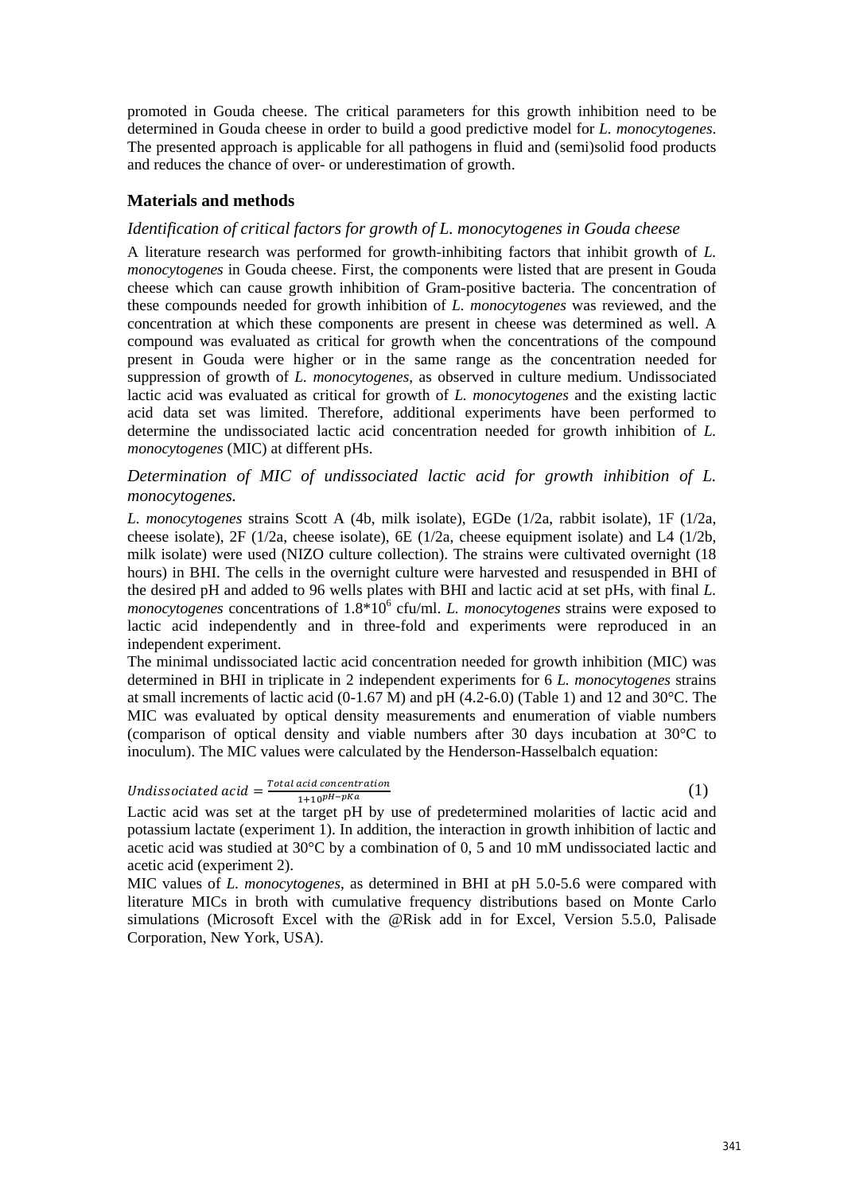promoted in Gouda cheese. The critical parameters for this growth inhibition need to be determined in Gouda cheese in order to build a good predictive model for *L. monocytogenes*. The presented approach is applicable for all pathogens in fluid and (semi)solid food products and reduces the chance of over- or underestimation of growth.

## Materials and methods

### *Identification of critical factors for growth of L. monocytogenes in Gouda cheese*

A literature research was performed for growth-inhibiting factors that inhibit growth of *L. monocytogenes* in Gouda cheese. First, the components were listed that are present in Gouda cheese which can cause growth inhibition of Gram-positive bacteria. The concentration of these compounds needed for growth inhibition of *L. monocytogenes* was reviewed, and the concentration at which these components are present in cheese was determined as well. A compound was evaluated as critical for growth when the concentrations of the compound present in Gouda were higher or in the same range as the concentration needed for suppression of growth of *L. monocytogenes*, as observed in culture medium. Undissociated lactic acid was evaluated as critical for growth of *L. monocytogenes* and the existing lactic acid data set was limited. Therefore, additional experiments have been performed to determine the undissociated lactic acid concentration needed for growth inhibition of *L. monocytogenes* (MIC) at different pHs.

### *Determination of MIC of undissociated lactic acid for growth inhibition of L. monocytogenes.*

*L. monocytogenes* strains Scott A (4b, milk isolate), EGDe (1/2a, rabbit isolate), 1F (1/2a, cheese isolate), 2F (1/2a, cheese isolate), 6E (1/2a, cheese equipment isolate) and L4 (1/2b, milk isolate) were used (NIZO culture collection). The strains were cultivated overnight (18 hours) in BHI. The cells in the overnight culture were harvested and resuspended in BHI of the desired pH and added to 96 wells plates with BHI and lactic acid at set pHs, with final *L. monocytogenes* concentrations of $1.8*10^{6}$ cfu/ml. *L. monocytogenes* strains were exposed to lactic acid independently and in three-fold and experiments were reproduced in an independent experiment.

The minimal undissociated lactic acid concentration needed for growth inhibition (MIC) was determined in BHI in triplicate in 2 independent experiments for 6 *L. monocytogenes* strains at small increments of lactic acid (0-1.67 M) and pH (4.2-6.0) (Table 1) and 12 and 30°C. The MIC was evaluated by optical density measurements and enumeration of viable numbers (comparison of optical density and viable numbers after 30 days incubation at 30°C to inoculum). The MIC values were calculated by the Henderson-Hasselbalch equation:

$$Undissociated\ acid = \frac{Total\ acid\ concentration}{1+10^{pH-pKa}} \qquad (1)$$

Lactic acid was set at the target pH by use of predetermined molarities of lactic acid and potassium lactate (experiment 1). In addition, the interaction in growth inhibition of lactic and acetic acid was studied at 30°C by a combination of 0, 5 and 10 mM undissociated lactic and acetic acid (experiment 2).

MIC values of *L. monocytogenes*, as determined in BHI at pH 5.0-5.6 were compared with literature MICs in broth with cumulative frequency distributions based on Monte Carlo simulations (Microsoft Excel with the @Risk add in for Excel, Version 5.5.0, Palisade Corporation, New York, USA).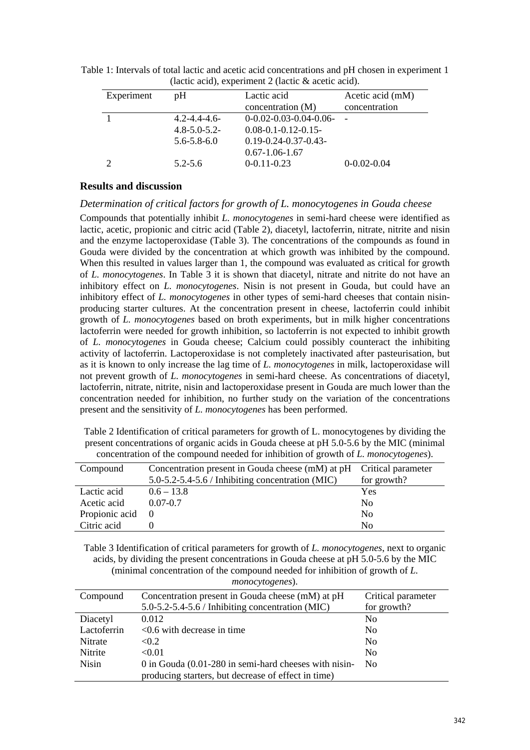Table 1: Intervals of total lactic and acetic acid concentrations and pH chosen in experiment 1 (lactic acid), experiment 2 (lactic & acetic acid).

| Experiment | pH | Lactic acid concentration (M) | Acetic acid (mM) concentration |
|---|---|---|---|
| 1 | 4.2-4.4-4.6-4.8-5.0-5.2-5.6-5.8-6.0 | 0-0.02-0.03-0.04-0.06-0.08-0.1-0.12-0.15-0.19-0.24-0.37-0.43-0.67-1.06-1.67 | - |
| 2 | 5.2-5.6 | 0-0.11-0.23 | 0-0.02-0.04 |

## Results and discussion

### *Determination of critical factors for growth of L. monocytogenes in Gouda cheese*

Compounds that potentially inhibit *L. monocytogenes* in semi-hard cheese were identified as lactic, acetic, propionic and citric acid (Table 2), diacetyl, lactoferrin, nitrate, nitrite and nisin and the enzyme lactoperoxidase (Table 3). The concentrations of the compounds as found in Gouda were divided by the concentration at which growth was inhibited by the compound. When this resulted in values larger than 1, the compound was evaluated as critical for growth of *L. monocytogenes*. In Table 3 it is shown that diacetyl, nitrate and nitrite do not have an inhibitory effect on *L. monocytogenes*. Nisin is not present in Gouda, but could have an inhibitory effect of *L. monocytogenes* in other types of semi-hard cheeses that contain nisin-producing starter cultures. At the concentration present in cheese, lactoferrin could inhibit growth of *L. monocytogenes* based on broth experiments, but in milk higher concentrations lactoferrin were needed for growth inhibition, so lactoferrin is not expected to inhibit growth of *L. monocytogenes* in Gouda cheese; Calcium could possibly counteract the inhibiting activity of lactoferrin. Lactoperoxidase is not completely inactivated after pasteurisation, but as it is known to only increase the lag time of *L. monocytogenes* in milk, lactoperoxidase will not prevent growth of *L. monocytogenes* in semi-hard cheese. As concentrations of diacetyl, lactoferrin, nitrate, nitrite, nisin and lactoperoxidase present in Gouda are much lower than the concentration needed for inhibition, no further study on the variation of the concentrations present and the sensitivity of *L. monocytogenes* has been performed.

Table 2 Identification of critical parameters for growth of L. monocytogenes by dividing the present concentrations of organic acids in Gouda cheese at pH 5.0-5.6 by the MIC (minimal concentration of the compound needed for inhibition of growth of *L. monocytogenes*).

| Compound | Concentration present in Gouda cheese (mM) at pH 5.0-5.2-5.4-5.6 / Inhibiting concentration (MIC) | Critical parameter for growth? |
|---|---|---|
| Lactic acid | 0.6 – 13.8 | Yes |
| Acetic acid | 0.07-0.7 | No |
| Propionic acid | 0 | No |
| Citric acid | 0 | No |

Table 3 Identification of critical parameters for growth of *L. monocytogenes*, next to organic acids, by dividing the present concentrations in Gouda cheese at pH 5.0-5.6 by the MIC (minimal concentration of the compound needed for inhibition of growth of *L. monocytogenes*).

| Compound | Concentration present in Gouda cheese (mM) at pH 5.0-5.2-5.4-5.6 / Inhibiting concentration (MIC) | Critical parameter for growth? |
|---|---|---|
| Diacetyl | 0.012 | No |
| Lactoferrin | <0.6 with decrease in time | No |
| Nitrate | <0.2 | No |
| Nitrite | <0.01 | No |
| Nisin | 0 in Gouda (0.01-280 in semi-hard cheeses with nisin-producing starters, but decrease of effect in time) | No |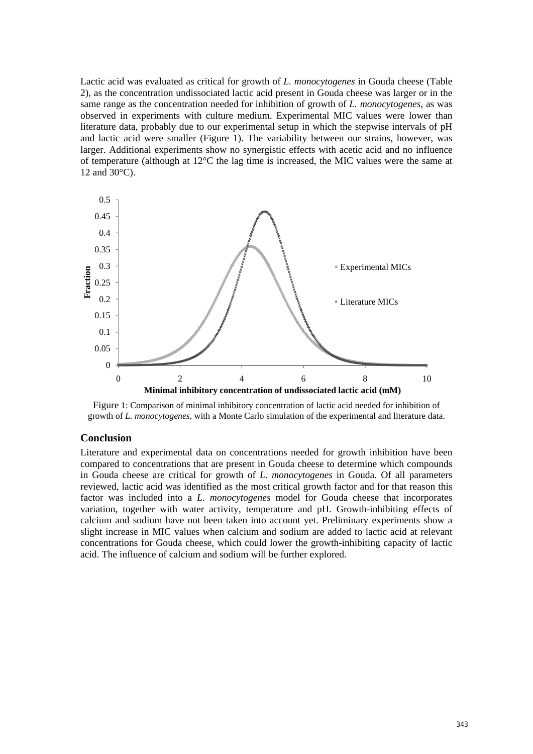Lactic acid was evaluated as critical for growth of *L. monocytogenes* in Gouda cheese (Table 2), as the concentration undissociated lactic acid present in Gouda cheese was larger or in the same range as the concentration needed for inhibition of growth of *L. monocytogenes*, as was observed in experiments with culture medium. Experimental MIC values were lower than literature data, probably due to our experimental setup in which the stepwise intervals of pH and lactic acid were smaller (Figure 1). The variability between our strains, however, was larger. Additional experiments show no synergistic effects with acetic acid and no influence of temperature (although at 12°C the lag time is increased, the MIC values were the same at 12 and 30°C).

Fraction
0.5
0.45
0.4
0.35
0.3
0.25
0.2
0.15
0.1
0.05
0
0
2
4
6
8
10
Minimal inhibitory concentration of undissociated lactic acid (mM)
Experimental MICs
Literature MICs

Figure 1: Comparison of minimal inhibitory concentration of lactic acid needed for inhibition of growth of *L. monocytogenes*, with a Monte Carlo simulation of the experimental and literature data.

## Conclusion

Literature and experimental data on concentrations needed for growth inhibition have been compared to concentrations that are present in Gouda cheese to determine which compounds in Gouda cheese are critical for growth of *L. monocytogenes* in Gouda. Of all parameters reviewed, lactic acid was identified as the most critical growth factor and for that reason this factor was included into a *L. monocytogenes* model for Gouda cheese that incorporates variation, together with water activity, temperature and pH. Growth-inhibiting effects of calcium and sodium have not been taken into account yet. Preliminary experiments show a slight increase in MIC values when calcium and sodium are added to lactic acid at relevant concentrations for Gouda cheese, which could lower the growth-inhibiting capacity of lactic acid. The influence of calcium and sodium will be further explored.